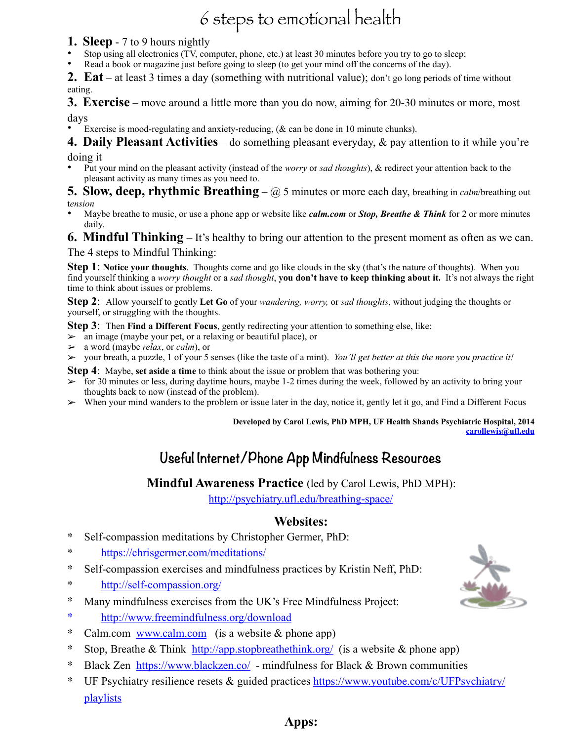# 6 steps to emotional health

**1. Sleep** - 7 to 9 hours nightly

- Stop using all electronics (TV, computer, phone, etc.) at least 30 minutes before you try to go to sleep;
- Read a book or magazine just before going to sleep (to get your mind off the concerns of the day).

**2. Eat** – at least 3 times a day (something with nutritional value); don't go long periods of time without eating.

**3. Exercise** – move around a little more than you do now, aiming for 20-30 minutes or more, most days

- Exercise is mood-regulating and anxiety-reducing, (& can be done in 10 minute chunks).

**4. Daily Pleasant Activities** – do something pleasant everyday, & pay attention to it while you're doing it

- Put your mind on the pleasant activity (instead of the *worry* or *sad thoughts*), & redirect your attention back to the pleasant activity as many times as you need to.

**5. Slow, deep, rhythmic Breathing** – @ 5 minutes or more each day, breathing in *calm*/breathing out *tension*

- Maybe breathe to music, or use a phone app or website like ***calm.com*** or ***Stop, Breathe & Think*** for 2 or more minutes daily.

**6. Mindful Thinking** – It's healthy to bring our attention to the present moment as often as we can.

The 4 steps to Mindful Thinking:

**Step 1**: **Notice your thoughts**. Thoughts come and go like clouds in the sky (that's the nature of thoughts). When you find yourself thinking a *worry thought* or a *sad thought*, **you don't have to keep thinking about it.** It's not always the right time to think about issues or problems.

**Step 2**: Allow yourself to gently **Let Go** of your *wandering, worry,* or *sad thoughts*, without judging the thoughts or yourself, or struggling with the thoughts.

**Step 3**: Then **Find a Different Focus**, gently redirecting your attention to something else, like:

- an image (maybe your pet, or a relaxing or beautiful place), or
- a word (maybe *relax*, or *calm*), or
- your breath, a puzzle, 1 of your 5 senses (like the taste of a mint). *You'll get better at this the more you practice it!*

**Step 4**: Maybe, **set aside a time** to think about the issue or problem that was bothering you:

- for 30 minutes or less, during daytime hours, maybe 1-2 times during the week, followed by an activity to bring your thoughts back to now (instead of the problem).
- When your mind wanders to the problem or issue later in the day, notice it, gently let it go, and Find a Different Focus

**Developed by Carol Lewis, PhD MPH, UF Health Shands Psychiatric Hospital, 2014**
**carollewis@ufl.edu**

## Useful Internet/Phone App Mindfulness Resources

**Mindful Awareness Practice** (led by Carol Lewis, PhD MPH):
http://psychiatry.ufl.edu/breathing-space/

### Websites:

* Self-compassion meditations by Christopher Germer, PhD:
* https://chrisgermer.com/meditations/
* Self-compassion exercises and mindfulness practices by Kristin Neff, PhD:
* http://self-compassion.org/
* Many mindfulness exercises from the UK's Free Mindfulness Project:
* http://www.freemindfulness.org/download
* Calm.com www.calm.com (is a website & phone app)
* Stop, Breathe & Think http://app.stopbreathethink.org/ (is a website & phone app)
* Black Zen https://www.blackzen.co/ - mindfulness for Black & Brown communities
* UF Psychiatry resilience resets & guided practices https://www.youtube.com/c/UFPsychiatry/playlists

### Apps: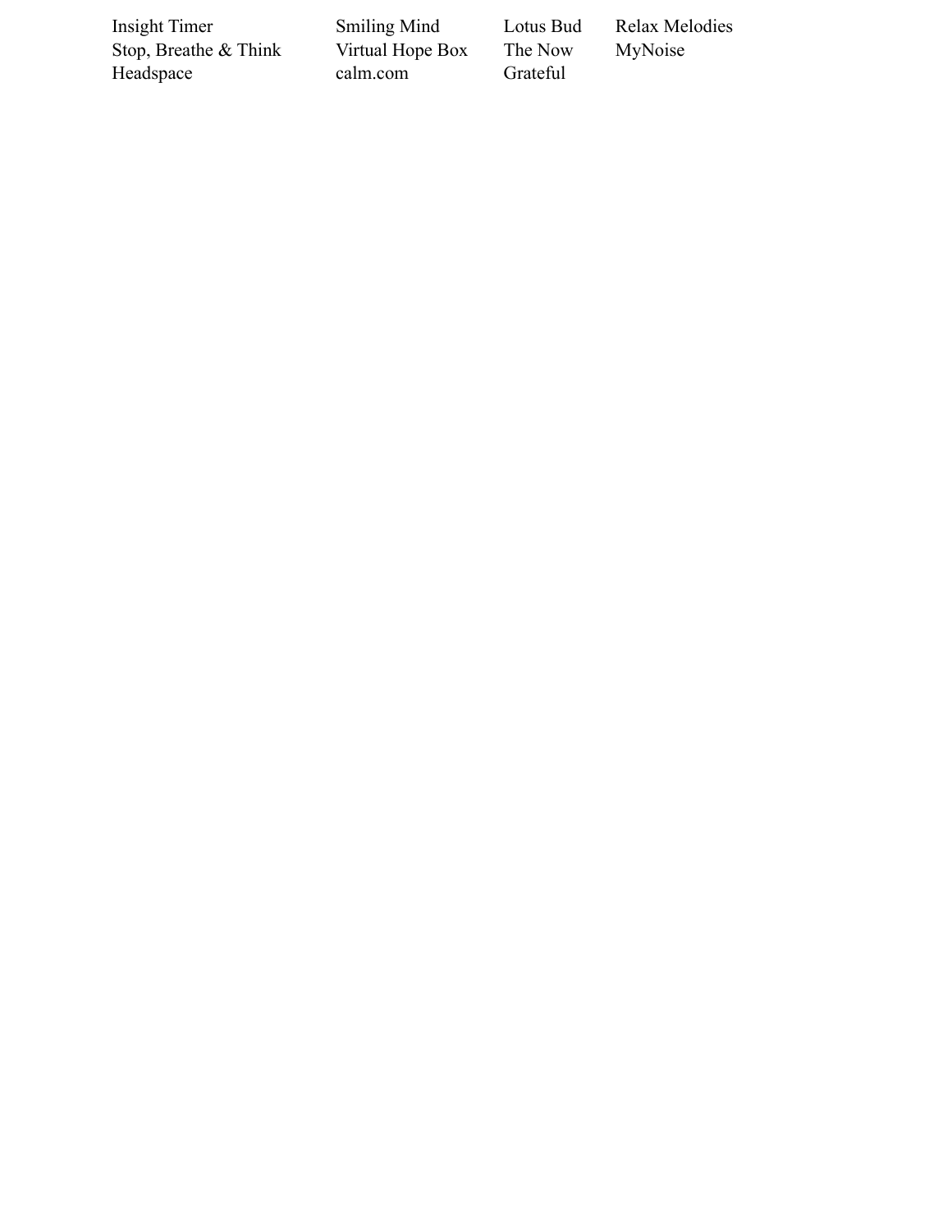Insight Timer
Stop, Breathe & Think
Headspace
Smiling Mind
Virtual Hope Box
calm.com
Lotus Bud
The Now
Grateful
Relax Melodies
MyNoise